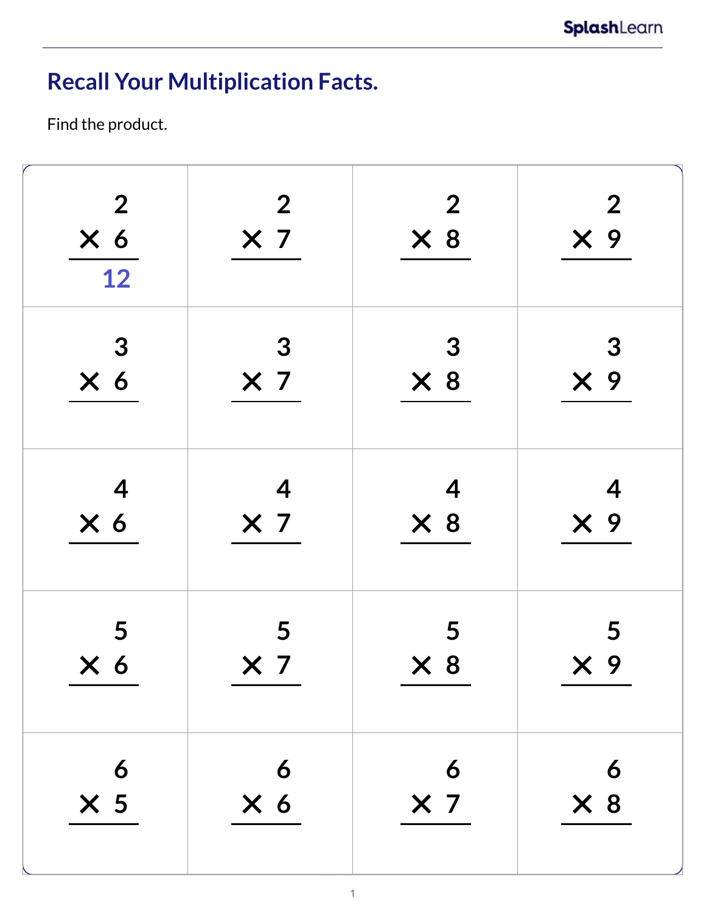# Recall Your Multiplication Facts.

Find the product.

| | | | |
|---|---|---|---|
| $\begin{array}{r} 2 \\ \times\ 6 \\ \hline 12 \end{array}$ | $\begin{array}{r} 2 \\ \times\ 7 \\ \hline \end{array}$ | $\begin{array}{r} 2 \\ \times\ 8 \\ \hline \end{array}$ | $\begin{array}{r} 2 \\ \times\ 9 \\ \hline \end{array}$ |
| $\begin{array}{r} 3 \\ \times\ 6 \\ \hline \end{array}$ | $\begin{array}{r} 3 \\ \times\ 7 \\ \hline \end{array}$ | $\begin{array}{r} 3 \\ \times\ 8 \\ \hline \end{array}$ | $\begin{array}{r} 3 \\ \times\ 9 \\ \hline \end{array}$ |
| $\begin{array}{r} 4 \\ \times\ 6 \\ \hline \end{array}$ | $\begin{array}{r} 4 \\ \times\ 7 \\ \hline \end{array}$ | $\begin{array}{r} 4 \\ \times\ 8 \\ \hline \end{array}$ | $\begin{array}{r} 4 \\ \times\ 9 \\ \hline \end{array}$ |
| $\begin{array}{r} 5 \\ \times\ 6 \\ \hline \end{array}$ | $\begin{array}{r} 5 \\ \times\ 7 \\ \hline \end{array}$ | $\begin{array}{r} 5 \\ \times\ 8 \\ \hline \end{array}$ | $\begin{array}{r} 5 \\ \times\ 9 \\ \hline \end{array}$ |
| $\begin{array}{r} 6 \\ \times\ 5 \\ \hline \end{array}$ | $\begin{array}{r} 6 \\ \times\ 6 \\ \hline \end{array}$ | $\begin{array}{r} 6 \\ \times\ 7 \\ \hline \end{array}$ | $\begin{array}{r} 6 \\ \times\ 8 \\ \hline \end{array}$ |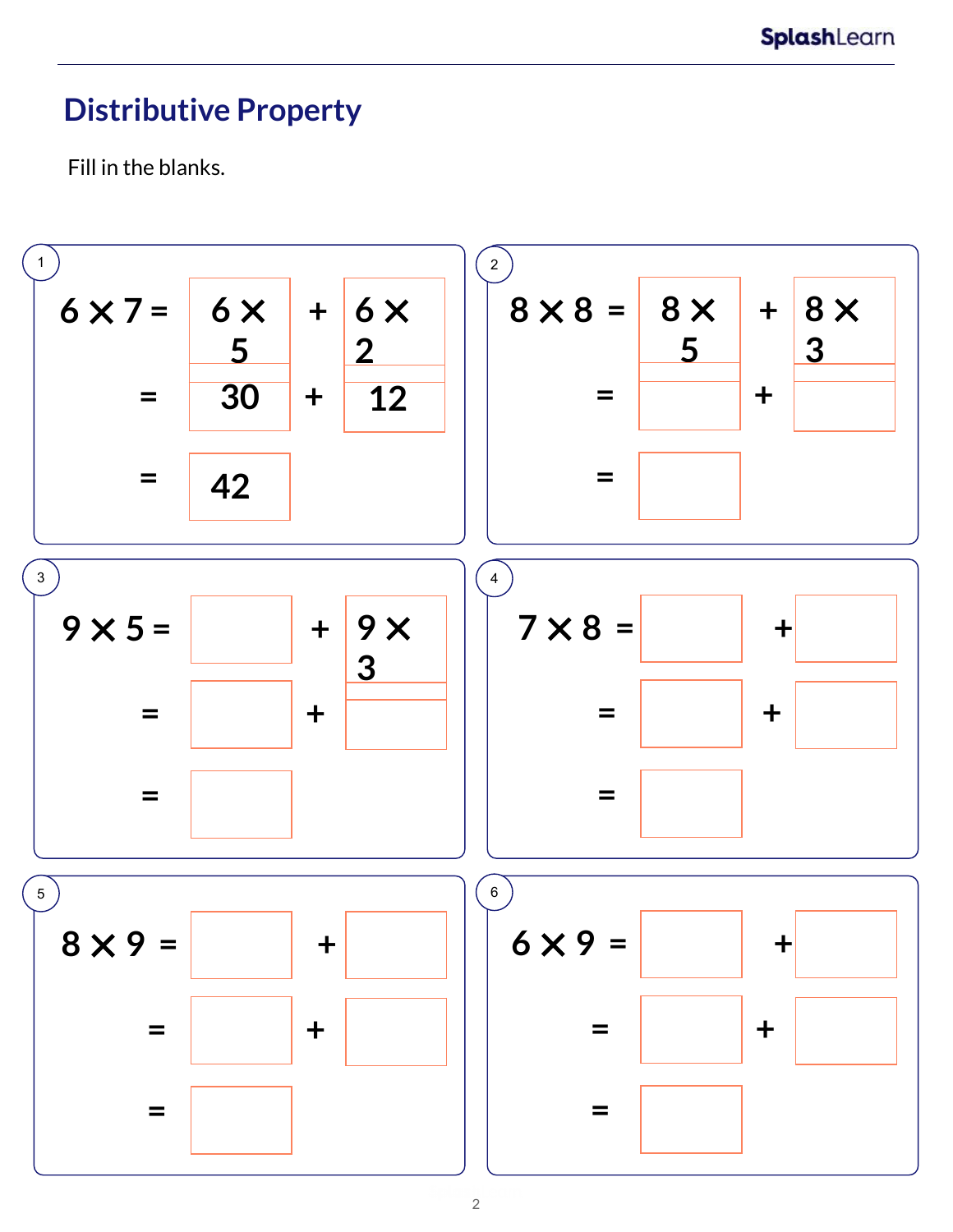## Distributive Property

Fill in the blanks.

**1**

$6 \times 7 = 6 \times 5 + 6 \times 2$

$= 30 + 12$

$= 42$

**2**

$8 \times 8 = 8 \times 5 + 8 \times 3$

$=$ ____ $+$ ____

$=$ ____

**3**

$9 \times 5 =$ ____ $+ 9 \times 3$

$=$ ____ $+$ ____

$=$ ____

**4**

$7 \times 8 =$ ____ $+$ ____

$=$ ____ $+$ ____

$=$ ____

**5**

$8 \times 9 =$ ____ $+$ ____

$=$ ____ $+$ ____

$=$ ____

**6**

$6 \times 9 =$ ____ $+$ ____

$=$ ____ $+$ ____

$=$ ____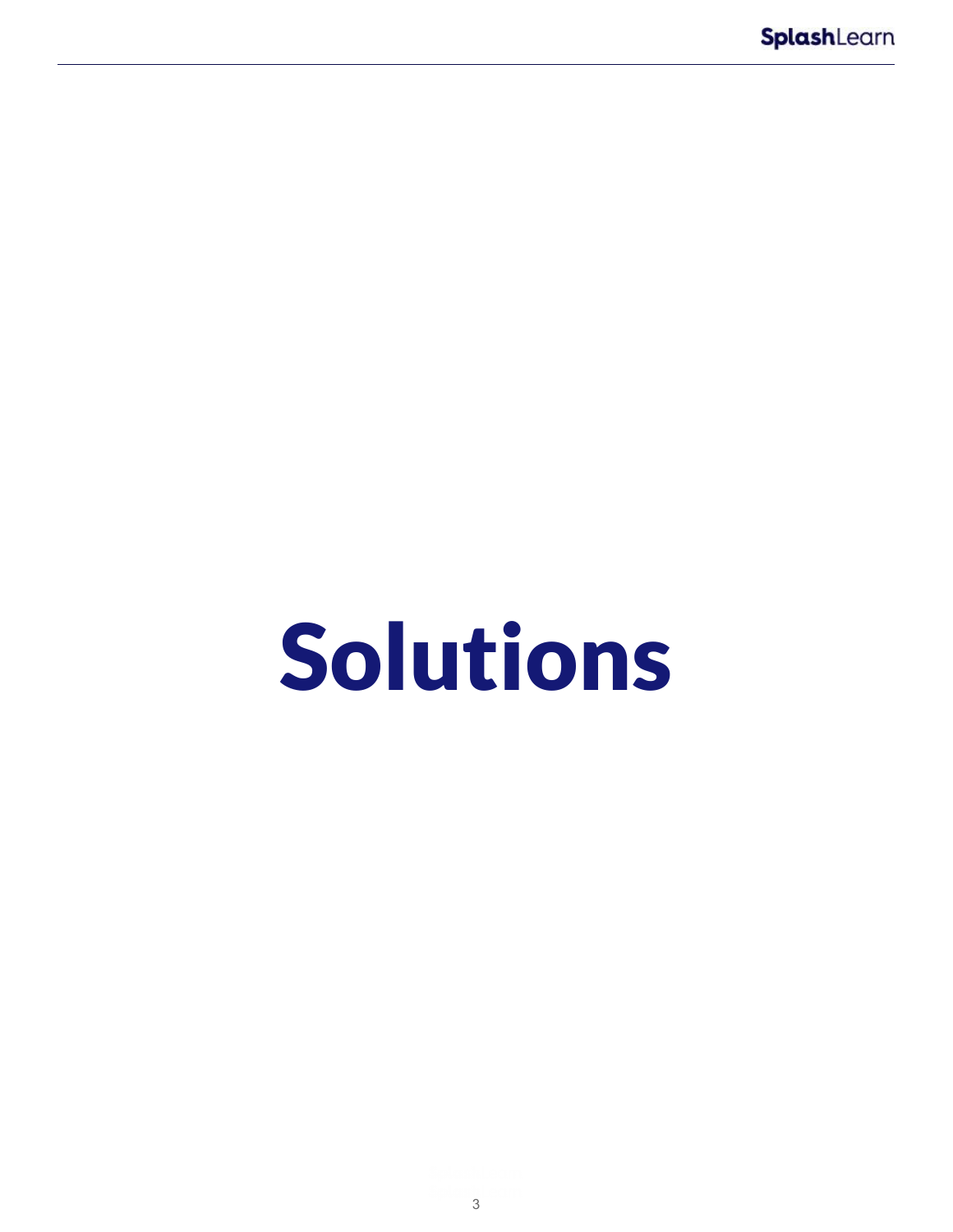# Solutions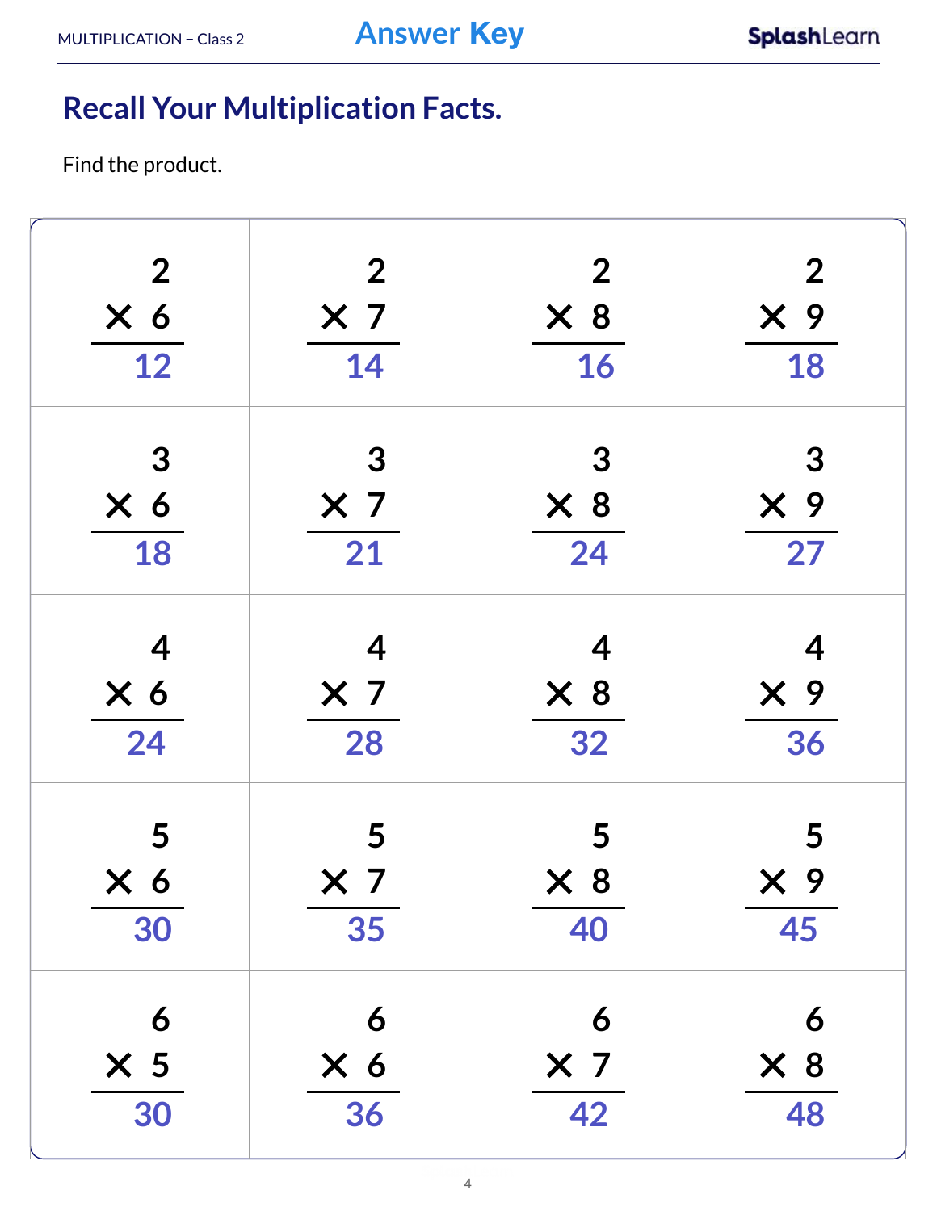MULTIPLICATION – Class 2 | **Answer Key**

## Recall Your Multiplication Facts.

Find the product.

| | | | |
|---|---|---|---|
| $2 \times 6 = 12$ | $2 \times 7 = 14$ | $2 \times 8 = 16$ | $2 \times 9 = 18$ |
| $3 \times 6 = 18$ | $3 \times 7 = 21$ | $3 \times 8 = 24$ | $3 \times 9 = 27$ |
| $4 \times 6 = 24$ | $4 \times 7 = 28$ | $4 \times 8 = 32$ | $4 \times 9 = 36$ |
| $5 \times 6 = 30$ | $5 \times 7 = 35$ | $5 \times 8 = 40$ | $5 \times 9 = 45$ |
| $6 \times 5 = 30$ | $6 \times 6 = 36$ | $6 \times 7 = 42$ | $6 \times 8 = 48$ |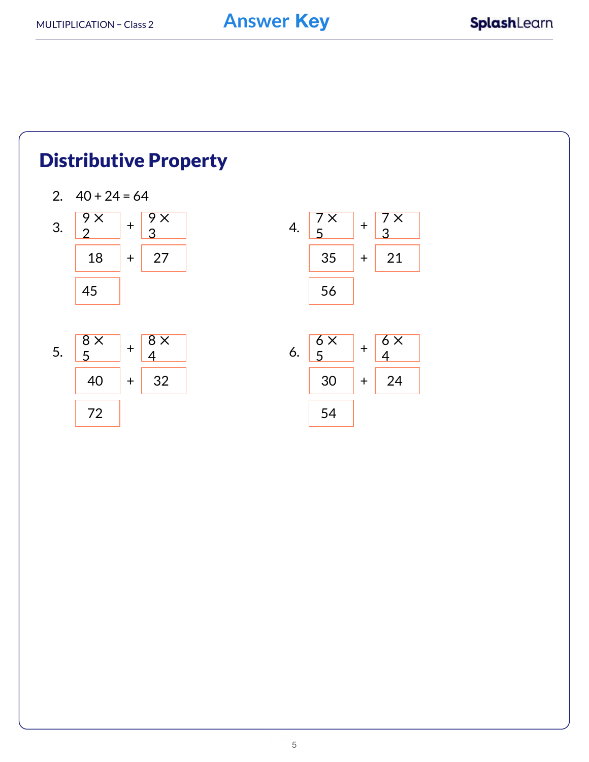# Answer Key

## Distributive Property

2. 40 + 24 = 64

3.

| | | |
|---|---|---|
| 9 × 2 | + | 9 × 3 |
| 18 | + | 27 |
| 45 | | |

4.

| | | |
|---|---|---|
| 7 × 5 | + | 7 × 3 |
| 35 | + | 21 |
| 56 | | |

5.

| | | |
|---|---|---|
| 8 × 5 | + | 8 × 4 |
| 40 | + | 32 |
| 72 | | |

6.

| | | |
|---|---|---|
| 6 × 5 | + | 6 × 4 |
| 30 | + | 24 |
| 54 | | |